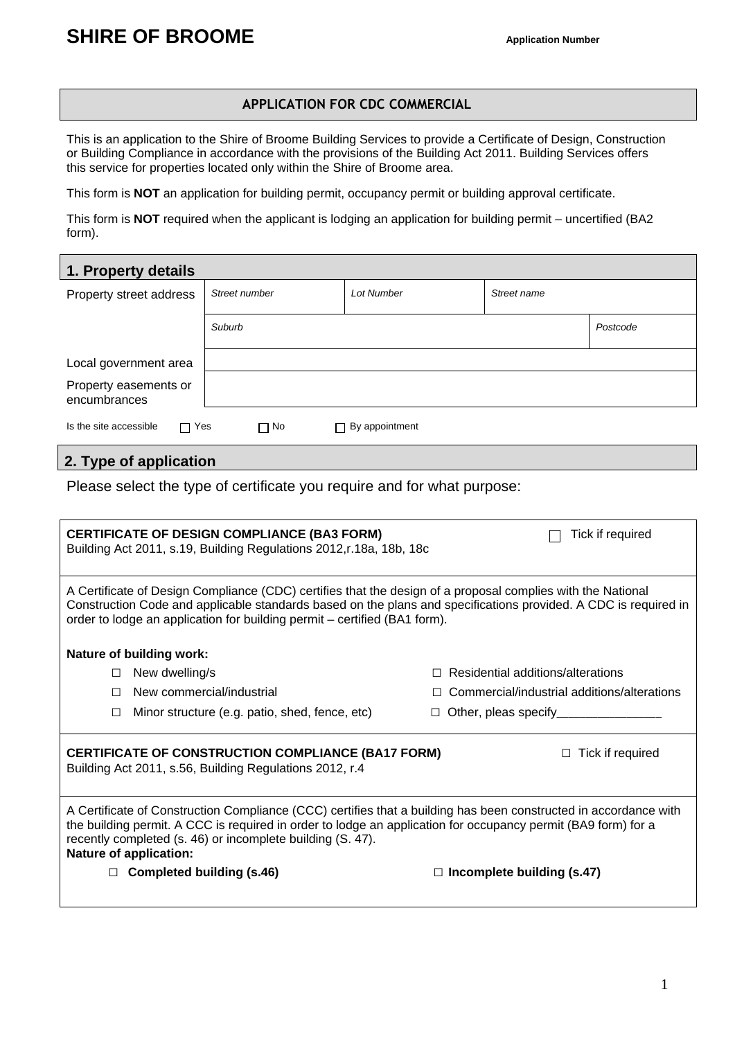# SHIRE OF BROOME

**Application Number**

## APPLICATION FOR CDC COMMERCIAL

This is an application to the Shire of Broome Building Services to provide a Certificate of Design, Construction or Building Compliance in accordance with the provisions of the Building Act 2011. Building Services offers this service for properties located only within the Shire of Broome area.

This form is **NOT** an application for building permit, occupancy permit or building approval certificate.

This form is **NOT** required when the applicant is lodging an application for building permit – uncertified (BA2 form).

## 1. Property details

| Property street address | *Street number* | *Lot Number* | *Street name* | |
|---|---|---|---|---|
| | *Suburb* | | | *Postcode* |
| Local government area | | | | |
| Property easements or encumbrances | | | | |

Is the site accessible ☐ Yes ☐ No ☐ By appointment

## 2. Type of application

Please select the type of certificate you require and for what purpose:

**CERTIFICATE OF DESIGN COMPLIANCE (BA3 FORM)** ☐ Tick if required
Building Act 2011, s.19, Building Regulations 2012,r.18a, 18b, 18c

A Certificate of Design Compliance (CDC) certifies that the design of a proposal complies with the National Construction Code and applicable standards based on the plans and specifications provided. A CDC is required in order to lodge an application for building permit – certified (BA1 form).

**Nature of building work:**

- ☐ New dwelling/s
- ☐ Residential additions/alterations
- ☐ New commercial/industrial
- ☐ Commercial/industrial additions/alterations
- ☐ Minor structure (e.g. patio, shed, fence, etc)
- ☐ Other, pleas specify_______________

**CERTIFICATE OF CONSTRUCTION COMPLIANCE (BA17 FORM)** ☐ Tick if required
Building Act 2011, s.56, Building Regulations 2012, r.4

A Certificate of Construction Compliance (CCC) certifies that a building has been constructed in accordance with the building permit. A CCC is required in order to lodge an application for occupancy permit (BA9 form) for a recently completed (s. 46) or incomplete building (S. 47).

**Nature of application:**

- ☐ **Completed building (s.46)**
- ☐ **Incomplete building (s.47)**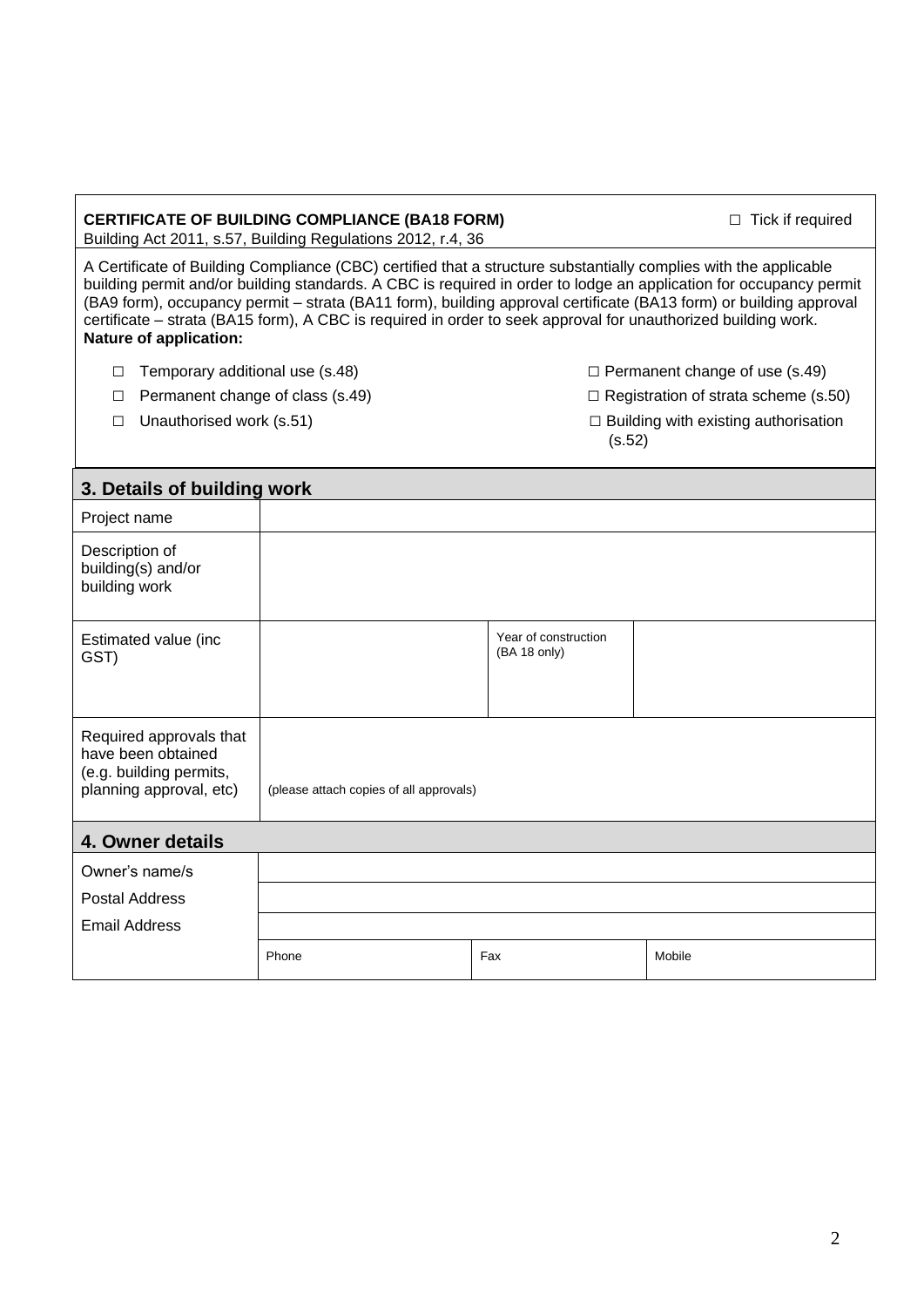**CERTIFICATE OF BUILDING COMPLIANCE (BA18 FORM)** ☐ Tick if required

Building Act 2011, s.57, Building Regulations 2012, r.4, 36

A Certificate of Building Compliance (CBC) certified that a structure substantially complies with the applicable building permit and/or building standards. A CBC is required in order to lodge an application for occupancy permit (BA9 form), occupancy permit – strata (BA11 form), building approval certificate (BA13 form) or building approval certificate – strata (BA15 form), A CBC is required in order to seek approval for unauthorized building work.

**Nature of application:**

- ☐ Temporary additional use (s.48)
- ☐ Permanent change of use (s.49)
- ☐ Permanent change of class (s.49)
- ☐ Registration of strata scheme (s.50)
- ☐ Unauthorised work (s.51)
- ☐ Building with existing authorisation (s.52)

## 3. Details of building work

| | | | |
|---|---|---|---|
| Project name | | | |
| Description of building(s) and/or building work | | | |
| Estimated value (inc GST) | | Year of construction (BA 18 only) | |
| Required approvals that have been obtained (e.g. building permits, planning approval, etc) | (please attach copies of all approvals) | | |

## 4. Owner details

| | | | |
|---|---|---|---|
| Owner's name/s | | | |
| Postal Address | | | |
| Email Address | | | |
| | Phone | Fax | Mobile |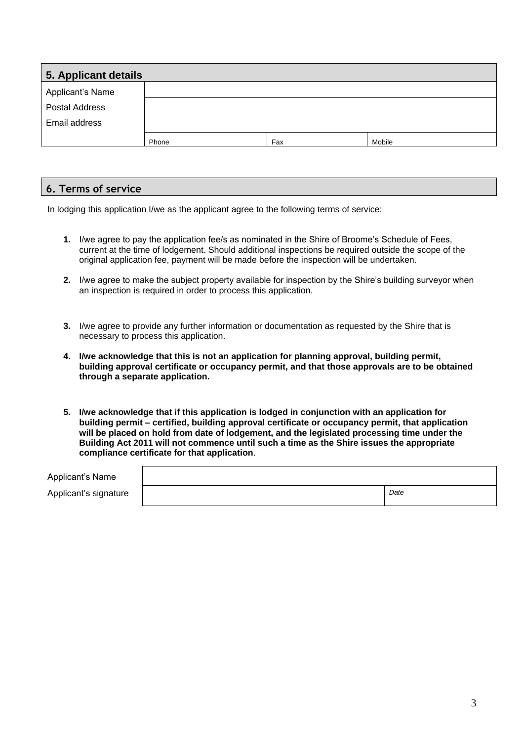## 5. Applicant details

| | | | |
|---|---|---|---|
| Applicant's Name | | | |
| Postal Address | | | |
| Email address | | | |
| | Phone | Fax | Mobile |

## 6. Terms of service

In lodging this application I/we as the applicant agree to the following terms of service:

1. I/we agree to pay the application fee/s as nominated in the Shire of Broome's Schedule of Fees, current at the time of lodgement. Should additional inspections be required outside the scope of the original application fee, payment will be made before the inspection will be undertaken.

2. I/we agree to make the subject property available for inspection by the Shire's building surveyor when an inspection is required in order to process this application.

3. I/we agree to provide any further information or documentation as requested by the Shire that is necessary to process this application.

4. **I/we acknowledge that this is not an application for planning approval, building permit, building approval certificate or occupancy permit, and that those approvals are to be obtained through a separate application.**

5. **I/we acknowledge that if this application is lodged in conjunction with an application for building permit – certified, building approval certificate or occupancy permit, that application will be placed on hold from date of lodgement, and the legislated processing time under the Building Act 2011 will not commence until such a time as the Shire issues the appropriate compliance certificate for that application**.

| | | |
|---|---|---|
| Applicant's Name | | |
| Applicant's signature | | *Date* |